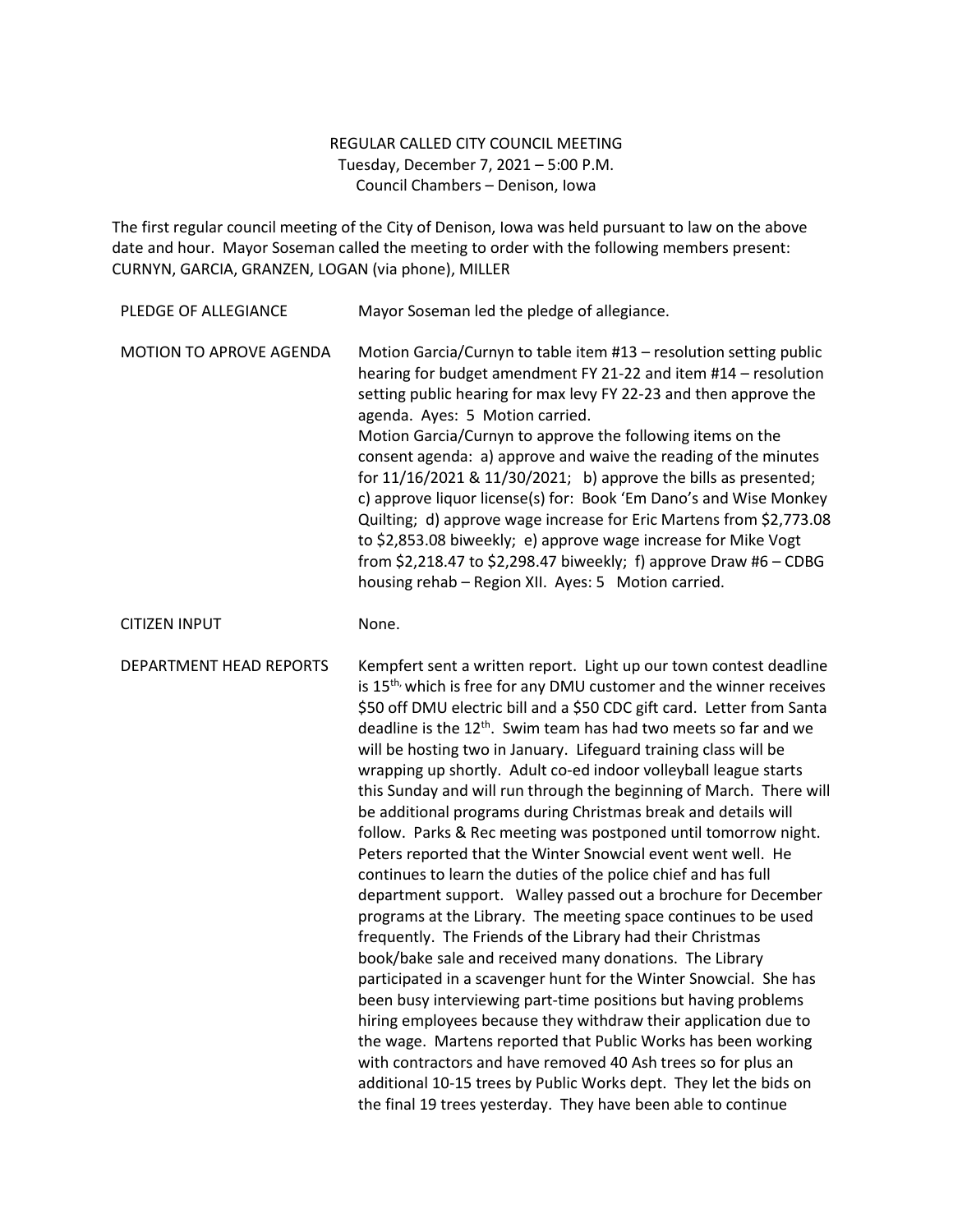REGULAR CALLED CITY COUNCIL MEETING
Tuesday, December 7, 2021 – 5:00 P.M.
Council Chambers – Denison, Iowa

The first regular council meeting of the City of Denison, Iowa was held pursuant to law on the above date and hour. Mayor Soseman called the meeting to order with the following members present: CURNYN, GARCIA, GRANZEN, LOGAN (via phone), MILLER

**PLEDGE OF ALLEGIANCE** Mayor Soseman led the pledge of allegiance.

**MOTION TO APROVE AGENDA** Motion Garcia/Curnyn to table item #13 – resolution setting public hearing for budget amendment FY 21-22 and item #14 – resolution setting public hearing for max levy FY 22-23 and then approve the agenda. Ayes: 5 Motion carried.
Motion Garcia/Curnyn to approve the following items on the consent agenda: a) approve and waive the reading of the minutes for 11/16/2021 & 11/30/2021; b) approve the bills as presented; c) approve liquor license(s) for: Book 'Em Dano's and Wise Monkey Quilting; d) approve wage increase for Eric Martens from $2,773.08 to $2,853.08 biweekly; e) approve wage increase for Mike Vogt from $2,218.47 to $2,298.47 biweekly; f) approve Draw #6 – CDBG housing rehab – Region XII. Ayes: 5 Motion carried.

**CITIZEN INPUT** None.

**DEPARTMENT HEAD REPORTS** Kempfert sent a written report. Light up our town contest deadline is 15th, which is free for any DMU customer and the winner receives $50 off DMU electric bill and a $50 CDC gift card. Letter from Santa deadline is the 12th. Swim team has had two meets so far and we will be hosting two in January. Lifeguard training class will be wrapping up shortly. Adult co-ed indoor volleyball league starts this Sunday and will run through the beginning of March. There will be additional programs during Christmas break and details will follow. Parks & Rec meeting was postponed until tomorrow night. Peters reported that the Winter Snowcial event went well. He continues to learn the duties of the police chief and has full department support. Walley passed out a brochure for December programs at the Library. The meeting space continues to be used frequently. The Friends of the Library had their Christmas book/bake sale and received many donations. The Library participated in a scavenger hunt for the Winter Snowcial. She has been busy interviewing part-time positions but having problems hiring employees because they withdraw their application due to the wage. Martens reported that Public Works has been working with contractors and have removed 40 Ash trees so for plus an additional 10-15 trees by Public Works dept. They let the bids on the final 19 trees yesterday. They have been able to continue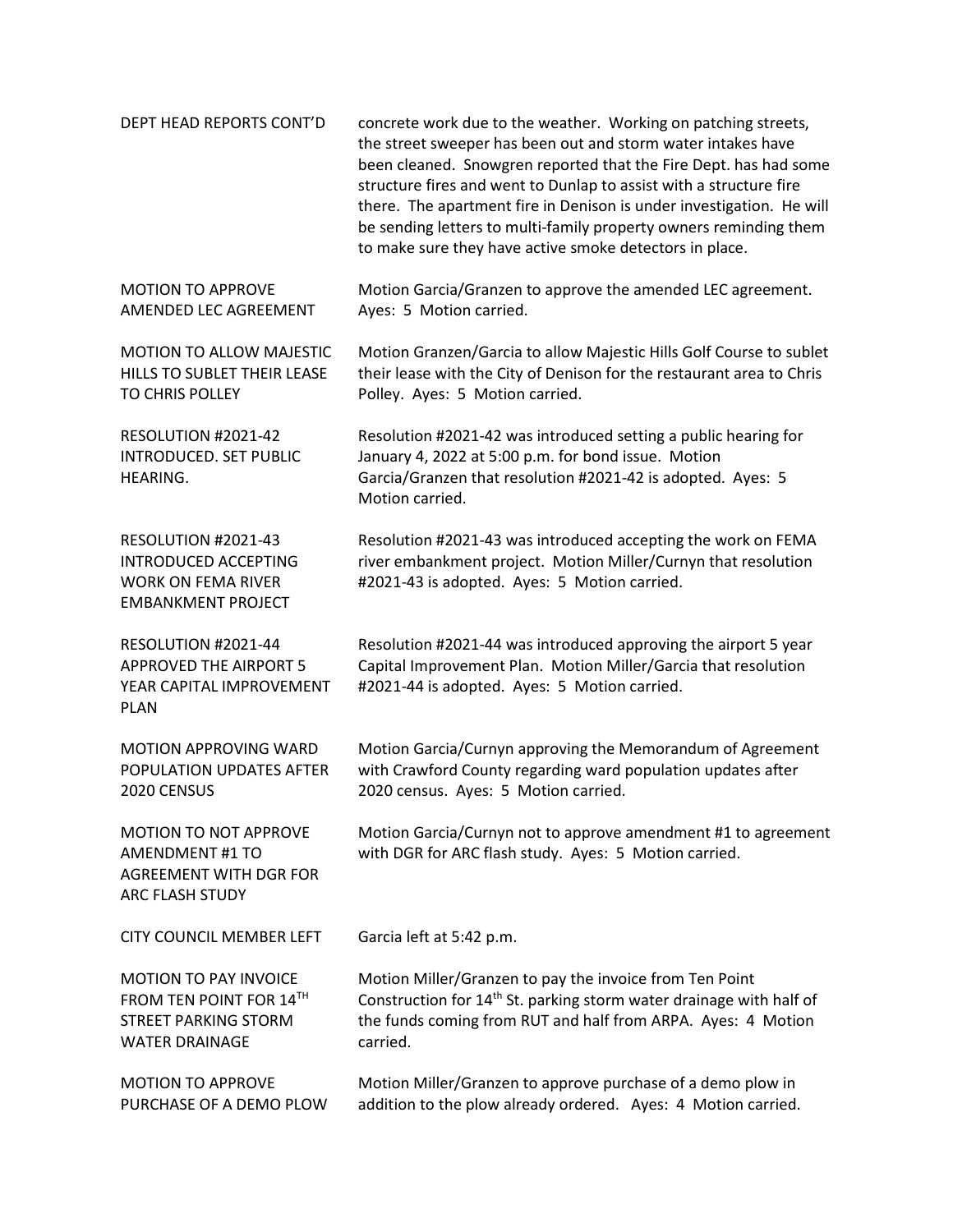| | |
|---|---|
| DEPT HEAD REPORTS CONT'D | concrete work due to the weather. Working on patching streets, the street sweeper has been out and storm water intakes have been cleaned. Snowgren reported that the Fire Dept. has had some structure fires and went to Dunlap to assist with a structure fire there. The apartment fire in Denison is under investigation. He will be sending letters to multi-family property owners reminding them to make sure they have active smoke detectors in place. |
| MOTION TO APPROVE AMENDED LEC AGREEMENT | Motion Garcia/Granzen to approve the amended LEC agreement. Ayes: 5 Motion carried. |
| MOTION TO ALLOW MAJESTIC HILLS TO SUBLET THEIR LEASE TO CHRIS POLLEY | Motion Granzen/Garcia to allow Majestic Hills Golf Course to sublet their lease with the City of Denison for the restaurant area to Chris Polley. Ayes: 5 Motion carried. |
| RESOLUTION #2021-42 INTRODUCED. SET PUBLIC HEARING. | Resolution #2021-42 was introduced setting a public hearing for January 4, 2022 at 5:00 p.m. for bond issue. Motion Garcia/Granzen that resolution #2021-42 is adopted. Ayes: 5 Motion carried. |
| RESOLUTION #2021-43 INTRODUCED ACCEPTING WORK ON FEMA RIVER EMBANKMENT PROJECT | Resolution #2021-43 was introduced accepting the work on FEMA river embankment project. Motion Miller/Curnyn that resolution #2021-43 is adopted. Ayes: 5 Motion carried. |
| RESOLUTION #2021-44 APPROVED THE AIRPORT 5 YEAR CAPITAL IMPROVEMENT PLAN | Resolution #2021-44 was introduced approving the airport 5 year Capital Improvement Plan. Motion Miller/Garcia that resolution #2021-44 is adopted. Ayes: 5 Motion carried. |
| MOTION APPROVING WARD POPULATION UPDATES AFTER 2020 CENSUS | Motion Garcia/Curnyn approving the Memorandum of Agreement with Crawford County regarding ward population updates after 2020 census. Ayes: 5 Motion carried. |
| MOTION TO NOT APPROVE AMENDMENT #1 TO AGREEMENT WITH DGR FOR ARC FLASH STUDY | Motion Garcia/Curnyn not to approve amendment #1 to agreement with DGR for ARC flash study. Ayes: 5 Motion carried. |
| CITY COUNCIL MEMBER LEFT | Garcia left at 5:42 p.m. |
| MOTION TO PAY INVOICE FROM TEN POINT FOR 14TH STREET PARKING STORM WATER DRAINAGE | Motion Miller/Granzen to pay the invoice from Ten Point Construction for 14th St. parking storm water drainage with half of the funds coming from RUT and half from ARPA. Ayes: 4 Motion carried. |
| MOTION TO APPROVE PURCHASE OF A DEMO PLOW | Motion Miller/Granzen to approve purchase of a demo plow in addition to the plow already ordered. Ayes: 4 Motion carried. |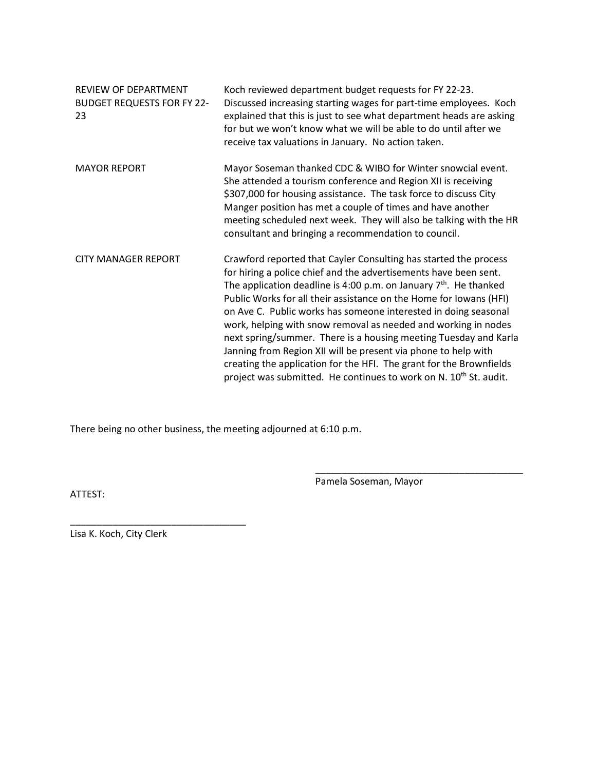| | |
|---|---|
| REVIEW OF DEPARTMENT BUDGET REQUESTS FOR FY 22-23 | Koch reviewed department budget requests for FY 22-23. Discussed increasing starting wages for part-time employees. Koch explained that this is just to see what department heads are asking for but we won't know what we will be able to do until after we receive tax valuations in January. No action taken. |
| MAYOR REPORT | Mayor Soseman thanked CDC & WIBO for Winter snowcial event. She attended a tourism conference and Region XII is receiving \$307,000 for housing assistance. The task force to discuss City Manger position has met a couple of times and have another meeting scheduled next week. They will also be talking with the HR consultant and bringing a recommendation to council. |
| CITY MANAGER REPORT | Crawford reported that Cayler Consulting has started the process for hiring a police chief and the advertisements have been sent. The application deadline is 4:00 p.m. on January 7th. He thanked Public Works for all their assistance on the Home for Iowans (HFI) on Ave C. Public works has someone interested in doing seasonal work, helping with snow removal as needed and working in nodes next spring/summer. There is a housing meeting Tuesday and Karla Janning from Region XII will be present via phone to help with creating the application for the HFI. The grant for the Brownfields project was submitted. He continues to work on N. 10th St. audit. |

There being no other business, the meeting adjourned at 6:10 p.m.

\_\_\_\_\_\_\_\_\_\_\_\_\_\_\_\_\_\_\_\_\_\_\_\_\_\_\_\_\_\_\_\_\_\_\_\_\_\_\_\_

Pamela Soseman, Mayor

ATTEST:

\_\_\_\_\_\_\_\_\_\_\_\_\_\_\_\_\_\_\_\_\_\_\_\_\_\_\_\_\_\_\_\_\_\_\_

Lisa K. Koch, City Clerk